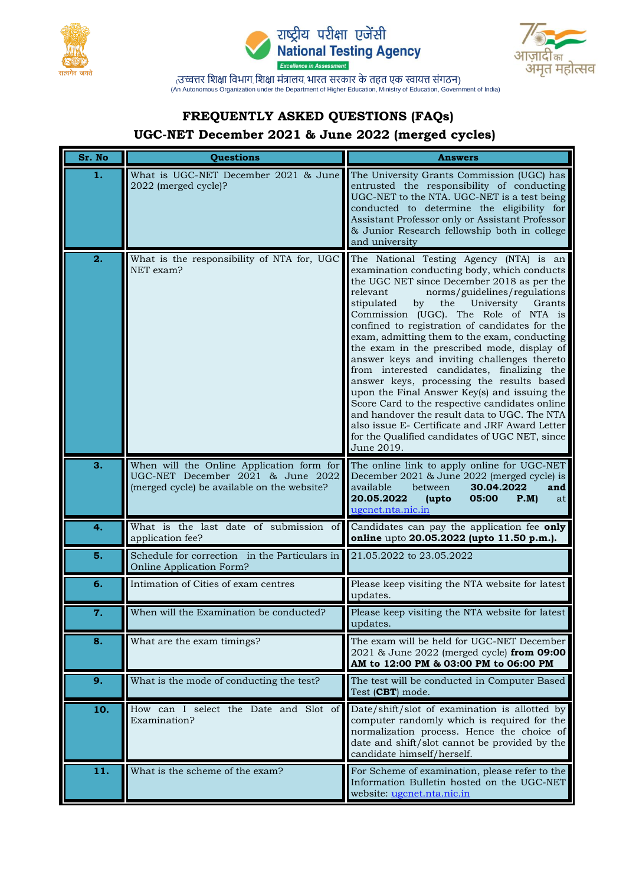राष्ट्रीय परीक्षा एजेंसी
**National Testing Agency**
*Excellence in Assessment*

(उच्चतर शिक्षा विभाग, शिक्षा मंत्रालय, भारत सरकार के तहत एक स्वायत्त संगठन)
(An Autonomous Organization under the Department of Higher Education, Ministry of Education, Government of India)

आज़ादी का अमृत महोत्सव

# FREQUENTLY ASKED QUESTIONS (FAQs)
## UGC-NET December 2021 & June 2022 (merged cycles)

| Sr. No | Questions | Answers |
|---|---|---|
| **1.** | What is UGC-NET December 2021 & June 2022 (merged cycle)? | The University Grants Commission (UGC) has entrusted the responsibility of conducting UGC-NET to the NTA. UGC-NET is a test being conducted to determine the eligibility for Assistant Professor only or Assistant Professor & Junior Research fellowship both in college and university |
| **2.** | What is the responsibility of NTA for, UGC NET exam? | The National Testing Agency (NTA) is an examination conducting body, which conducts the UGC NET since December 2018 as per the relevant norms/guidelines/regulations stipulated by the University Grants Commission (UGC). The Role of NTA is confined to registration of candidates for the exam, admitting them to the exam, conducting the exam in the prescribed mode, display of answer keys and inviting challenges thereto from interested candidates, finalizing the answer keys, processing the results based upon the Final Answer Key(s) and issuing the Score Card to the respective candidates online and handover the result data to UGC. The NTA also issue E- Certificate and JRF Award Letter for the Qualified candidates of UGC NET, since June 2019. |
| **3.** | When will the Online Application form for UGC-NET December 2021 & June 2022 (merged cycle) be available on the website? | The online link to apply online for UGC-NET December 2021 & June 2022 (merged cycle) is available between **30.04.2022 and 20.05.2022 (upto 05:00 P.M)** at ugcnet.nta.nic.in |
| **4.** | What is the last date of submission of application fee? | Candidates can pay the application fee **only online** upto **20.05.2022 (upto 11.50 p.m.).** |
| **5.** | Schedule for correction in the Particulars in Online Application Form? | 21.05.2022 to 23.05.2022 |
| **6.** | Intimation of Cities of exam centres | Please keep visiting the NTA website for latest updates. |
| **7.** | When will the Examination be conducted? | Please keep visiting the NTA website for latest updates. |
| **8.** | What are the exam timings? | The exam will be held for UGC-NET December 2021 & June 2022 (merged cycle) **from 09:00 AM to 12:00 PM & 03:00 PM to 06:00 PM** |
| **9.** | What is the mode of conducting the test? | The test will be conducted in Computer Based Test (**CBT**) mode. |
| **10.** | How can I select the Date and Slot of Examination? | Date/shift/slot of examination is allotted by computer randomly which is required for the normalization process. Hence the choice of date and shift/slot cannot be provided by the candidate himself/herself. |
| **11.** | What is the scheme of the exam? | For Scheme of examination, please refer to the Information Bulletin hosted on the UGC-NET website: ugcnet.nta.nic.in |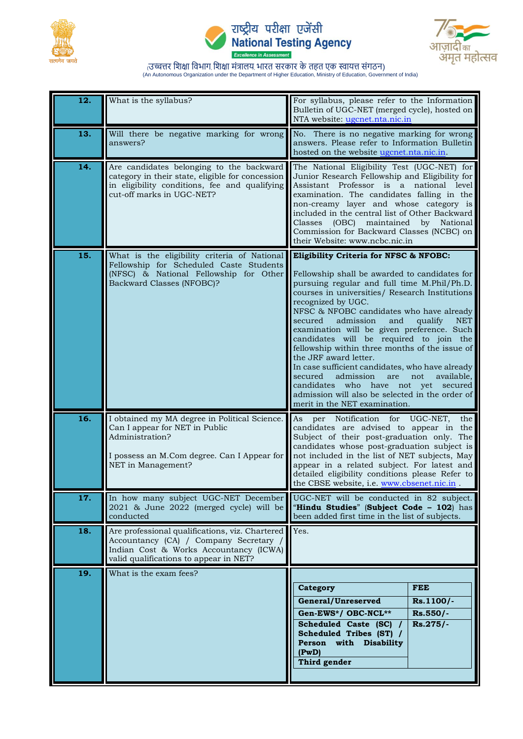| | | |
|---|---|---|
| **12.** | What is the syllabus? | For syllabus, please refer to the Information Bulletin of UGC-NET (merged cycle), hosted on NTA website: ugcnet.nta.nic.in |
| **13.** | Will there be negative marking for wrong answers? | No. There is no negative marking for wrong answers. Please refer to Information Bulletin hosted on the website ugcnet.nta.nic.in. |
| **14.** | Are candidates belonging to the backward category in their state, eligible for concession in eligibility conditions, fee and qualifying cut-off marks in UGC-NET? | The National Eligibility Test (UGC-NET) for Junior Research Fellowship and Eligibility for Assistant Professor is a national level examination. The candidates falling in the non-creamy layer and whose category is included in the central list of Other Backward Classes (OBC) maintained by National Commission for Backward Classes (NCBC) on their Website: www.ncbc.nic.in |
| **15.** | What is the eligibility criteria of National Fellowship for Scheduled Caste Students (NFSC) & National Fellowship for Other Backward Classes (NFOBC)? | **Eligibility Criteria for NFSC & NFOBC:**<br><br>Fellowship shall be awarded to candidates for pursuing regular and full time M.Phil/Ph.D. courses in universities/ Research Institutions recognized by UGC.<br>NFSC & NFOBC candidates who have already secured admission and qualify NET examination will be given preference. Such candidates will be required to join the fellowship within three months of the issue of the JRF award letter.<br>In case sufficient candidates, who have already secured admission are not available, candidates who have not yet secured admission will also be selected in the order of merit in the NET examination. |
| **16.** | I obtained my MA degree in Political Science. Can I appear for NET in Public Administration?<br><br>I possess an M.Com degree. Can I Appear for NET in Management? | As per Notification for UGC-NET, the candidates are advised to appear in the Subject of their post-graduation only. The candidates whose post-graduation subject is not included in the list of NET subjects, May appear in a related subject. For latest and detailed eligibility conditions please Refer to the CBSE website, i.e. www.cbsenet.nic.in . |
| **17.** | In how many subject UGC-NET December 2021 & June 2022 (merged cycle) will be conducted | UGC-NET will be conducted in 82 subject. "**Hindu Studies**" (**Subject Code – 102**) has been added first time in the list of subjects. |
| **18.** | Are professional qualifications, viz. Chartered Accountancy (CA) / Company Secretary / Indian Cost & Works Accountancy (ICWA) valid qualifications to appear in NET? | Yes. |
| **19.** | What is the exam fees? | see table below |

| **Category** | **FEE** |
|---|---|
| **General/Unreserved** | **Rs.1100/-** |
| **Gen-EWS*/ OBC-NCL**** | **Rs.550/-** |
| **Scheduled Caste (SC) / Scheduled Tribes (ST) / Person with Disability (PwD)** | **Rs.275/-** |
| **Third gender** | |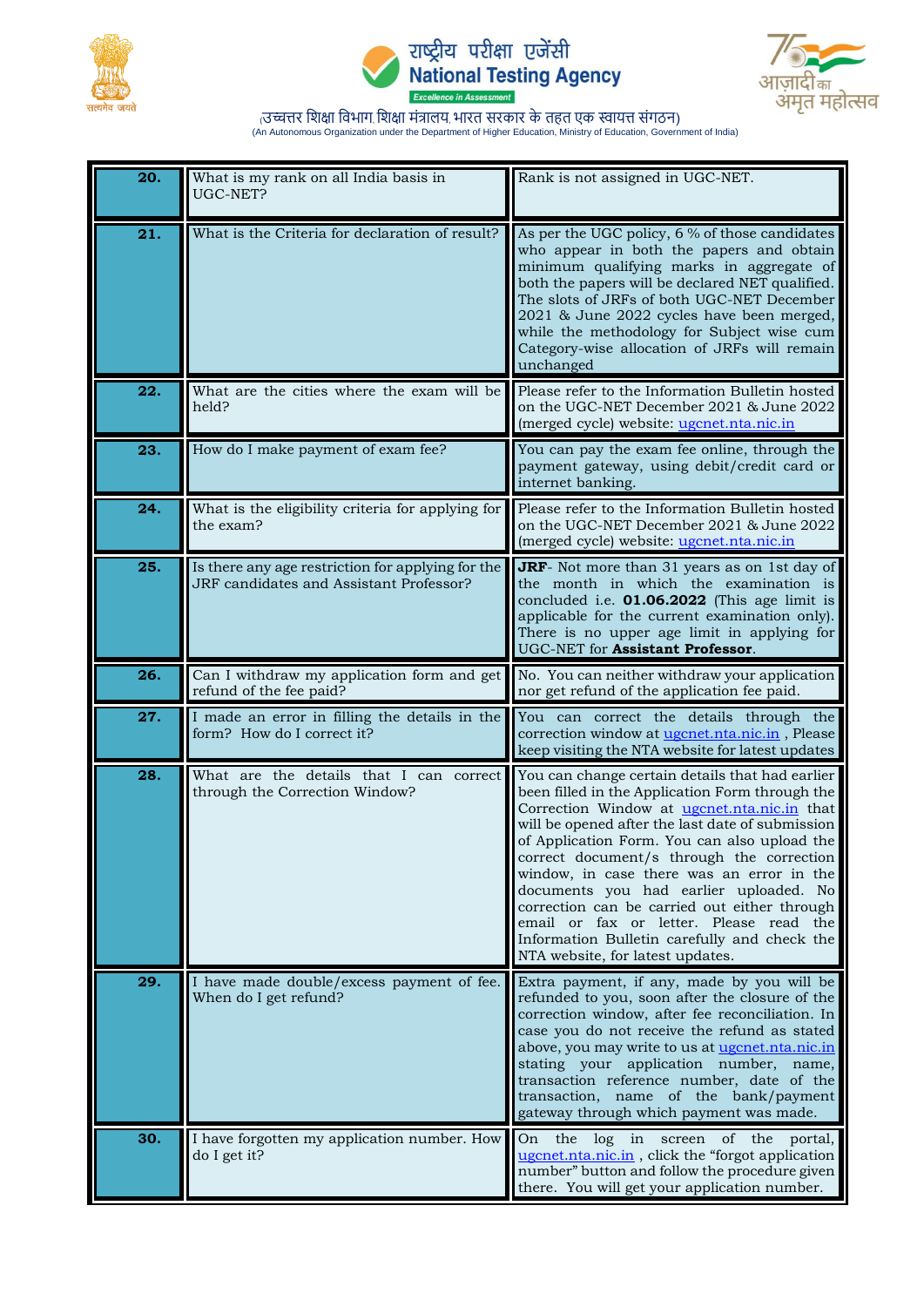| | | |
|---|---|---|
| **20.** | What is my rank on all India basis in UGC-NET? | Rank is not assigned in UGC-NET. |
| **21.** | What is the Criteria for declaration of result? | As per the UGC policy, 6 % of those candidates who appear in both the papers and obtain minimum qualifying marks in aggregate of both the papers will be declared NET qualified. The slots of JRFs of both UGC-NET December 2021 & June 2022 cycles have been merged, while the methodology for Subject wise cum Category-wise allocation of JRFs will remain unchanged |
| **22.** | What are the cities where the exam will be held? | Please refer to the Information Bulletin hosted on the UGC-NET December 2021 & June 2022 (merged cycle) website: ugcnet.nta.nic.in |
| **23.** | How do I make payment of exam fee? | You can pay the exam fee online, through the payment gateway, using debit/credit card or internet banking. |
| **24.** | What is the eligibility criteria for applying for the exam? | Please refer to the Information Bulletin hosted on the UGC-NET December 2021 & June 2022 (merged cycle) website: ugcnet.nta.nic.in |
| **25.** | Is there any age restriction for applying for the JRF candidates and Assistant Professor? | **JRF**- Not more than 31 years as on 1st day of the month in which the examination is concluded i.e. **01.06.2022** (This age limit is applicable for the current examination only). There is no upper age limit in applying for UGC-NET for **Assistant Professor**. |
| **26.** | Can I withdraw my application form and get refund of the fee paid? | No. You can neither withdraw your application nor get refund of the application fee paid. |
| **27.** | I made an error in filling the details in the form? How do I correct it? | You can correct the details through the correction window at ugcnet.nta.nic.in , Please keep visiting the NTA website for latest updates |
| **28.** | What are the details that I can correct through the Correction Window? | You can change certain details that had earlier been filled in the Application Form through the Correction Window at ugcnet.nta.nic.in that will be opened after the last date of submission of Application Form. You can also upload the correct document/s through the correction window, in case there was an error in the documents you had earlier uploaded. No correction can be carried out either through email or fax or letter. Please read the Information Bulletin carefully and check the NTA website, for latest updates. |
| **29.** | I have made double/excess payment of fee. When do I get refund? | Extra payment, if any, made by you will be refunded to you, soon after the closure of the correction window, after fee reconciliation. In case you do not receive the refund as stated above, you may write to us at ugcnet.nta.nic.in stating your application number, name, transaction reference number, date of the transaction, name of the bank/payment gateway through which payment was made. |
| **30.** | I have forgotten my application number. How do I get it? | On the log in screen of the portal, ugcnet.nta.nic.in , click the "forgot application number" button and follow the procedure given there. You will get your application number. |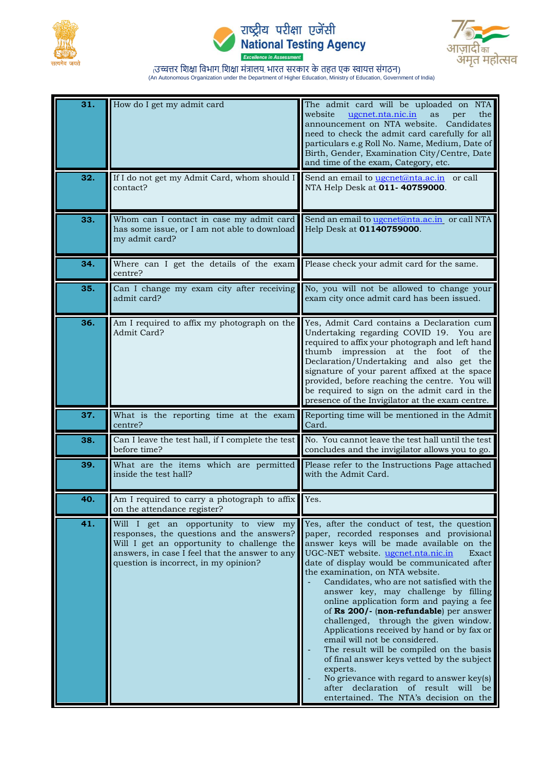| 31. | How do I get my admit card | The admit card will be uploaded on NTA website ugcnet.nta.nic.in as per the announcement on NTA website. Candidates need to check the admit card carefully for all particulars e.g Roll No. Name, Medium, Date of Birth, Gender, Examination City/Centre, Date and time of the exam, Category, etc. |
|---|---|---|
| 32. | If I do not get my Admit Card, whom should I contact? | Send an email to ugcnet@nta.ac.in or call NTA Help Desk at **011- 40759000**. |
| 33. | Whom can I contact in case my admit card has some issue, or I am not able to download my admit card? | Send an email to ugcnet@nta.ac.in or call NTA Help Desk at **01140759000**. |
| 34. | Where can I get the details of the exam centre? | Please check your admit card for the same. |
| 35. | Can I change my exam city after receiving admit card? | No, you will not be allowed to change your exam city once admit card has been issued. |
| 36. | Am I required to affix my photograph on the Admit Card? | Yes, Admit Card contains a Declaration cum Undertaking regarding COVID 19. You are required to affix your photograph and left hand thumb impression at the foot of the Declaration/Undertaking and also get the signature of your parent affixed at the space provided, before reaching the centre. You will be required to sign on the admit card in the presence of the Invigilator at the exam centre. |
| 37. | What is the reporting time at the exam centre? | Reporting time will be mentioned in the Admit Card. |
| 38. | Can I leave the test hall, if I complete the test before time? | No. You cannot leave the test hall until the test concludes and the invigilator allows you to go. |
| 39. | What are the items which are permitted inside the test hall? | Please refer to the Instructions Page attached with the Admit Card. |
| 40. | Am I required to carry a photograph to affix on the attendance register? | Yes. |
| 41. | Will I get an opportunity to view my responses, the questions and the answers? Will I get an opportunity to challenge the answers, in case I feel that the answer to any question is incorrect, in my opinion? | Yes, after the conduct of test, the question paper, recorded responses and provisional answer keys will be made available on the UGC-NET website. ugcnet.nta.nic.in Exact date of display would be communicated after the examination, on NTA website.<br>- Candidates, who are not satisfied with the answer key, may challenge by filling online application form and paying a fee of **Rs 200/-** (**non-refundable**) per answer challenged, through the given window. Applications received by hand or by fax or email will not be considered.<br>- The result will be compiled on the basis of final answer keys vetted by the subject experts.<br>- No grievance with regard to answer key(s) after declaration of result will be entertained. The NTA's decision on the |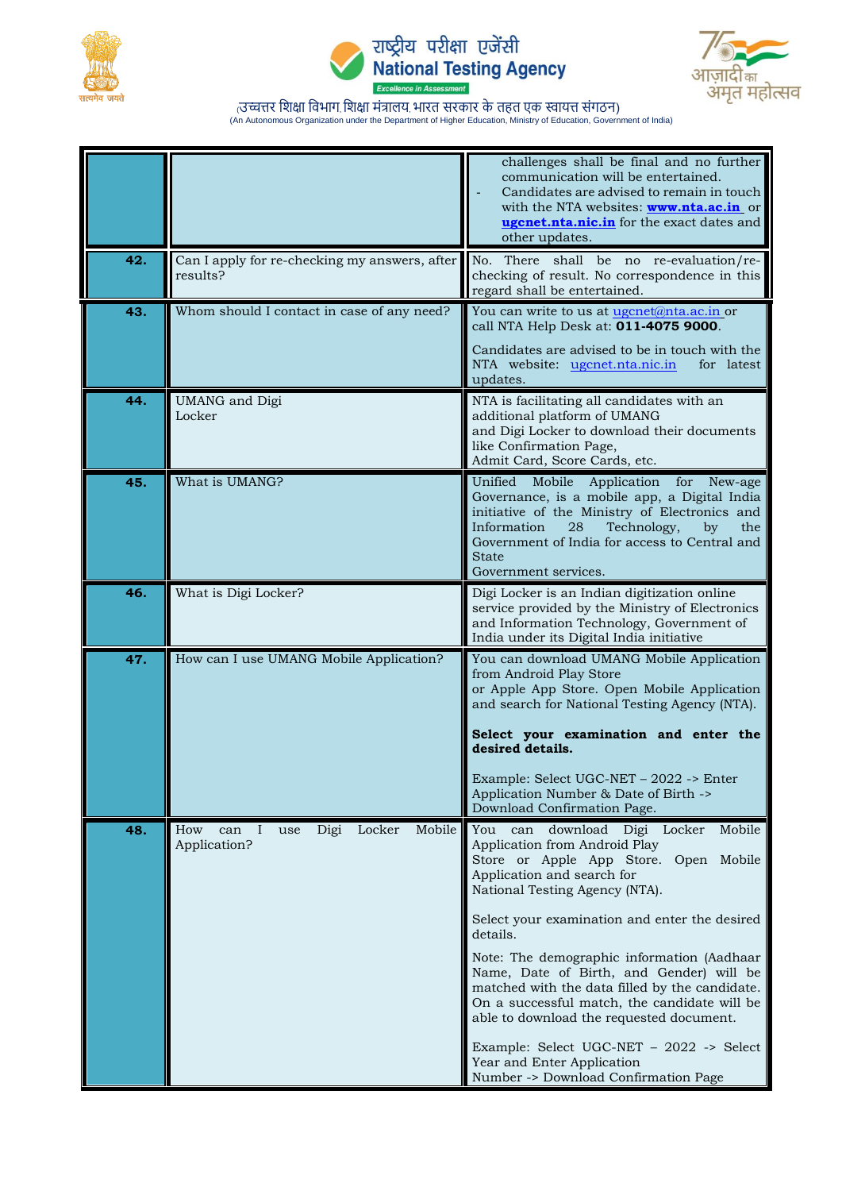| | | |
|---|---|---|
| | | challenges shall be final and no further communication will be entertained.<br>- Candidates are advised to remain in touch with the NTA websites: **www.nta.ac.in** or **ugcnet.nta.nic.in** for the exact dates and other updates. |
| **42.** | Can I apply for re-checking my answers, after results? | No. There shall be no re-evaluation/re-checking of result. No correspondence in this regard shall be entertained. |
| **43.** | Whom should I contact in case of any need? | You can write to us at ugcnet@nta.ac.in or call NTA Help Desk at: **011-4075 9000**.<br><br>Candidates are advised to be in touch with the NTA website: ugcnet.nta.nic.in for latest updates. |
| **44.** | UMANG and Digi Locker | NTA is facilitating all candidates with an additional platform of UMANG and Digi Locker to download their documents like Confirmation Page, Admit Card, Score Cards, etc. |
| **45.** | What is UMANG? | Unified Mobile Application for New-age Governance, is a mobile app, a Digital India initiative of the Ministry of Electronics and Information 28 Technology, by the Government of India for access to Central and State Government services. |
| **46.** | What is Digi Locker? | Digi Locker is an Indian digitization online service provided by the Ministry of Electronics and Information Technology, Government of India under its Digital India initiative |
| **47.** | How can I use UMANG Mobile Application? | You can download UMANG Mobile Application from Android Play Store or Apple App Store. Open Mobile Application and search for National Testing Agency (NTA).<br><br>**Select your examination and enter the desired details.**<br><br>Example: Select UGC-NET – 2022 -> Enter Application Number & Date of Birth -> Download Confirmation Page. |
| **48.** | How can I use Digi Locker Mobile Application? | You can download Digi Locker Mobile Application from Android Play Store or Apple App Store. Open Mobile Application and search for National Testing Agency (NTA).<br><br>Select your examination and enter the desired details.<br><br>Note: The demographic information (Aadhaar Name, Date of Birth, and Gender) will be matched with the data filled by the candidate. On a successful match, the candidate will be able to download the requested document.<br><br>Example: Select UGC-NET – 2022 -> Select Year and Enter Application Number -> Download Confirmation Page |